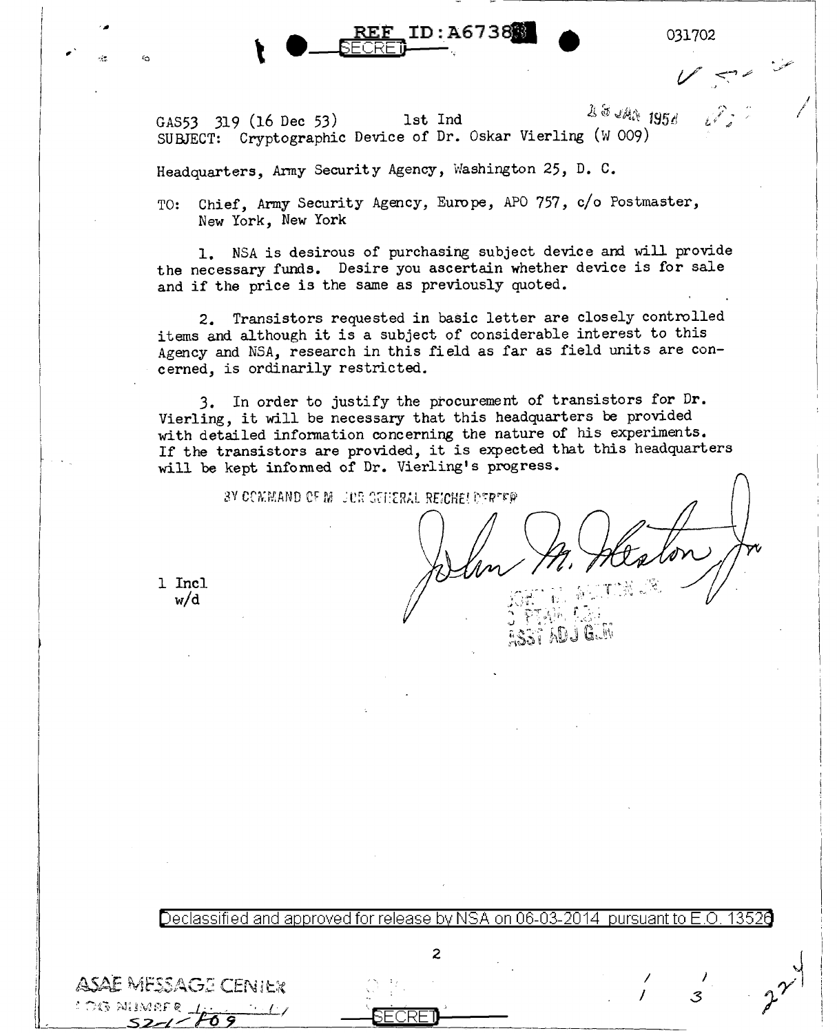REF ID:A67383

SECRET

031702

GAS53 319 (16 Dec 53) 1st Ind 28 JAN 1954

SUBJECT: Cryptographic Device of Dr. Oskar Vierling (W 009)

Headquarters, Army Security Agency, Washington 25, D. C.

TO: Chief, Army Security Agency, Europe, APO 757, c/o Postmaster, New York, New York

1. NSA is desirous of purchasing subject device and will provide the necessary funds. Desire you ascertain whether device is for sale and if the price is the same as previously quoted.

2. Transistors requested in basic letter are closely controlled items and although it is a subject of considerable interest to this Agency and NSA, research in this field as far as field units are concerned, is ordinarily restricted.

3. In order to justify the procurement of transistors for Dr. Vierling, it will be necessary that this headquarters be provided with detailed information concerning the nature of his experiments. If the transistors are provided, it is expected that this headquarters will be kept informed of Dr. Vierling's progress.

BY COMMAND OF MAJOR GENERAL REICHELDERFER

John M. Heston Jr

ASST ADJ GEN

1 Incl
w/d

Declassified and approved for release by NSA on 06-03-2014 pursuant to E.O. 13526

ASAE MESSAGE CENTER
LOG NUMBER 52-1-F09

SECRET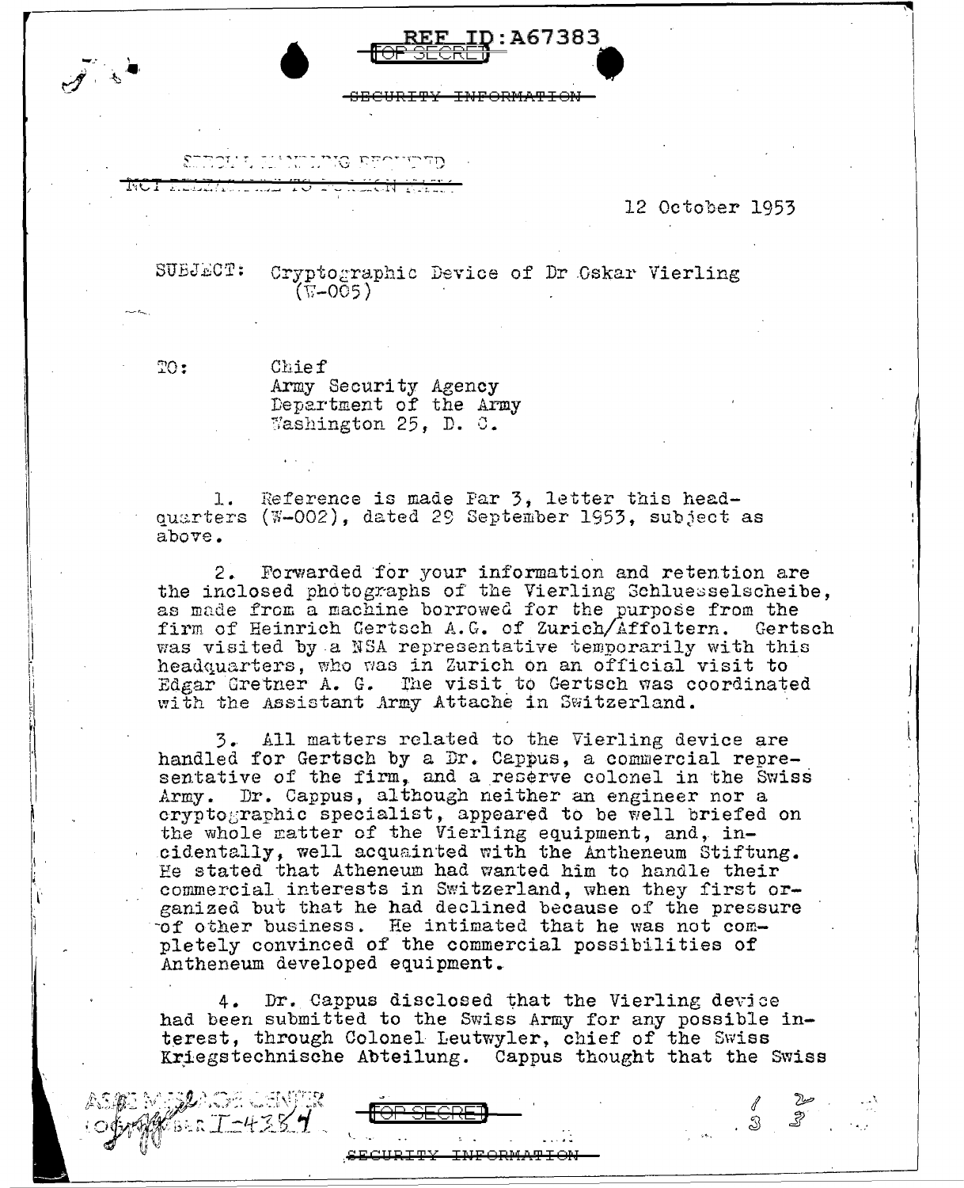REF ID:A67383

TOP SECRET

~~SECURITY INFORMATION~~

SPECIAL HANDLING REQUIRED
~~NOT RELEASABLE TO FOREIGN NATIONALS~~

12 October 1953

SUBJECT: Cryptographic Device of Dr Oskar Vierling (W-005)

TO: Chief
Army Security Agency
Department of the Army
Washington 25, D. C.

1. Reference is made Par 3, letter this headquarters (W-002), dated 29 September 1953, subject as above.

2. Forwarded for your information and retention are the inclosed photographs of the Vierling Schluesselscheibe, as made from a machine borrowed for the purpose from the firm of Heinrich Gertsch A.G. of Zurich/Affoltern. Gertsch was visited by a NSA representative temporarily with this headquarters, who was in Zurich on an official visit to Edgar Gretner A. G. The visit to Gertsch was coordinated with the Assistant Army Attache in Switzerland.

3. All matters related to the Vierling device are handled for Gertsch by a Dr. Cappus, a commercial representative of the firm, and a reserve colonel in the Swiss Army. Dr. Cappus, although neither an engineer nor a cryptographic specialist, appeared to be well briefed on the whole matter of the Vierling equipment, and, incidentally, well acquainted with the Antheneum Stiftung. He stated that Atheneum had wanted him to handle their commercial interests in Switzerland, when they first organized but that he had declined because of the pressure of other business. He intimated that he was not completely convinced of the commercial possibilities of Antheneum developed equipment.

4. Dr. Cappus disclosed that the Vierling device had been submitted to the Swiss Army for any possible interest, through Colonel Leutwyler, chief of the Swiss Kriegstechnische Abteilung. Cappus thought that the Swiss

TOP SECRET

~~SECURITY INFORMATION~~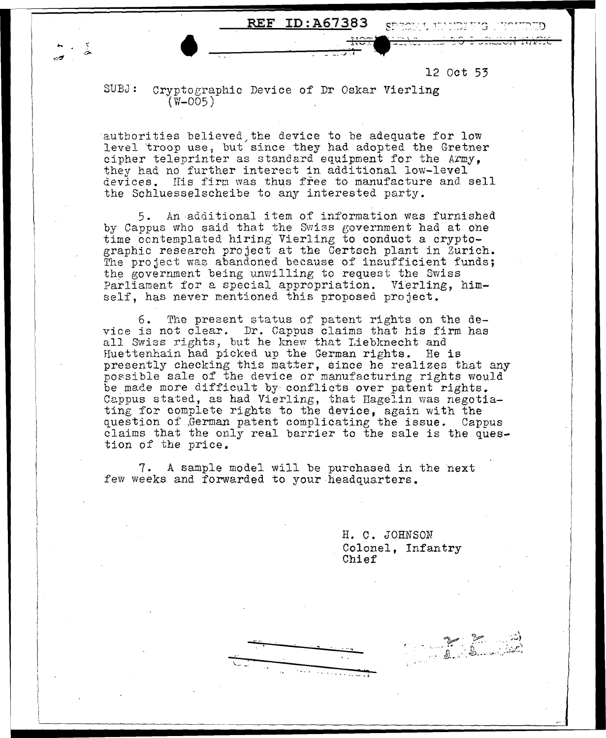REF ID:A67383

12 Oct 53

SUBJ: Cryptographic Device of Dr Oskar Vierling (W-005)

authorities believed, the device to be adequate for low level troop use, but since they had adopted the Gretner cipher teleprinter as standard equipment for the Army, they had no further interest in additional low-level devices. His firm was thus free to manufacture and sell the Schluesselscheibe to any interested party.

5. An additional item of information was furnished by Cappus who said that the Swiss government had at one time contemplated hiring Vierling to conduct a cryptographic research project at the Gertsch plant in Zurich. The project was abandoned because of insufficient funds; the government being unwilling to request the Swiss Parliament for a special appropriation. Vierling, himself, has never mentioned this proposed project.

6. The present status of patent rights on the device is not clear. Dr. Cappus claims that his firm has all Swiss rights, but he knew that Liebknecht and Huettenhain had picked up the German rights. He is presently checking this matter, since he realizes that any possible sale of the device or manufacturing rights would be made more difficult by conflicts over patent rights. Cappus stated, as had Vierling, that Hagelin was negotiating for complete rights to the device, again with the question of German patent complicating the issue. Cappus claims that the only real barrier to the sale is the question of the price.

7. A sample model will be purchased in the next few weeks and forwarded to your headquarters.

H. C. JOHNSON
Colonel, Infantry
Chief